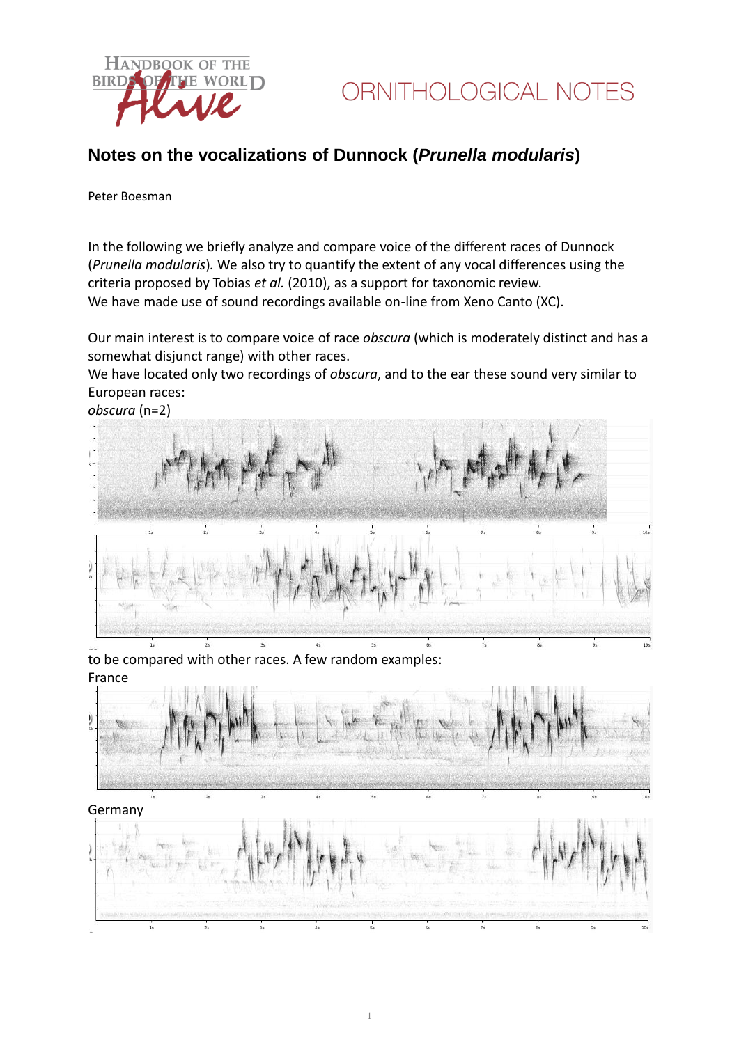# Notes on the vocalizations of Dunnock (*Prunella modularis*)

Peter Boesman

In the following we briefly analyze and compare voice of the different races of Dunnock (*Prunella modularis*). We also try to quantify the extent of any vocal differences using the criteria proposed by Tobias *et al.* (2010), as a support for taxonomic review.
We have made use of sound recordings available on-line from Xeno Canto (XC).

Our main interest is to compare voice of race *obscura* (which is moderately distinct and has a somewhat disjunct range) with other races.
We have located only two recordings of *obscura*, and to the ear these sound very similar to European races:
*obscura* (n=2)

to be compared with other races. A few random examples:
France

Germany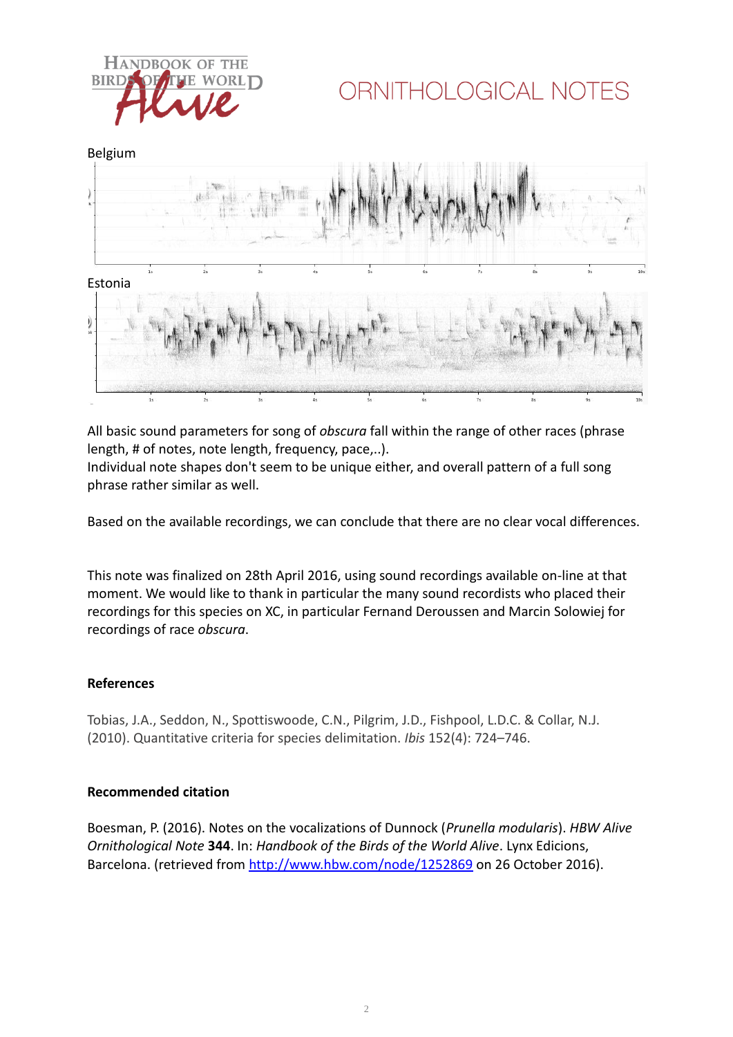Belgium

1s
2s
3s
4s
5s
6s
7s
8s
9s
10s

Estonia

1s
2s
3s
4s
5s
6s
7s
8s
9s
10s

All basic sound parameters for song of *obscura* fall within the range of other races (phrase length, # of notes, note length, frequency, pace,..).
Individual note shapes don't seem to be unique either, and overall pattern of a full song phrase rather similar as well.

Based on the available recordings, we can conclude that there are no clear vocal differences.

This note was finalized on 28th April 2016, using sound recordings available on-line at that moment. We would like to thank in particular the many sound recordists who placed their recordings for this species on XC, in particular Fernand Deroussen and Marcin Solowiej for recordings of race *obscura*.

**References**

Tobias, J.A., Seddon, N., Spottiswoode, C.N., Pilgrim, J.D., Fishpool, L.D.C. & Collar, N.J. (2010). Quantitative criteria for species delimitation. *Ibis* 152(4): 724–746.

**Recommended citation**

Boesman, P. (2016). Notes on the vocalizations of Dunnock (*Prunella modularis*). *HBW Alive Ornithological Note* **344**. In: *Handbook of the Birds of the World Alive*. Lynx Edicions, Barcelona. (retrieved from http://www.hbw.com/node/1252869 on 26 October 2016).